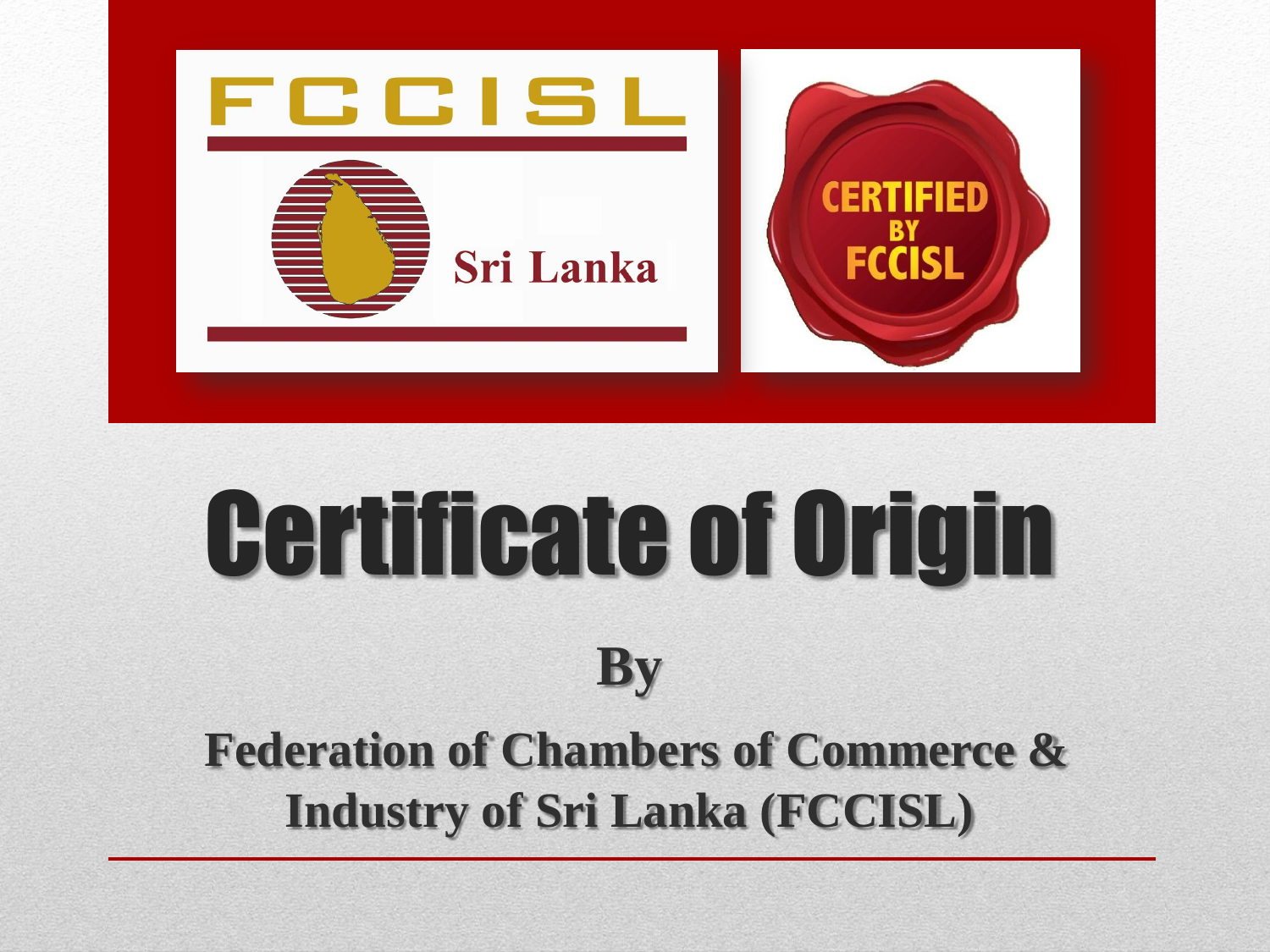# Certificate of Origin

**By**

**Federation of Chambers of Commerce & Industry of Sri Lanka (FCCISL)**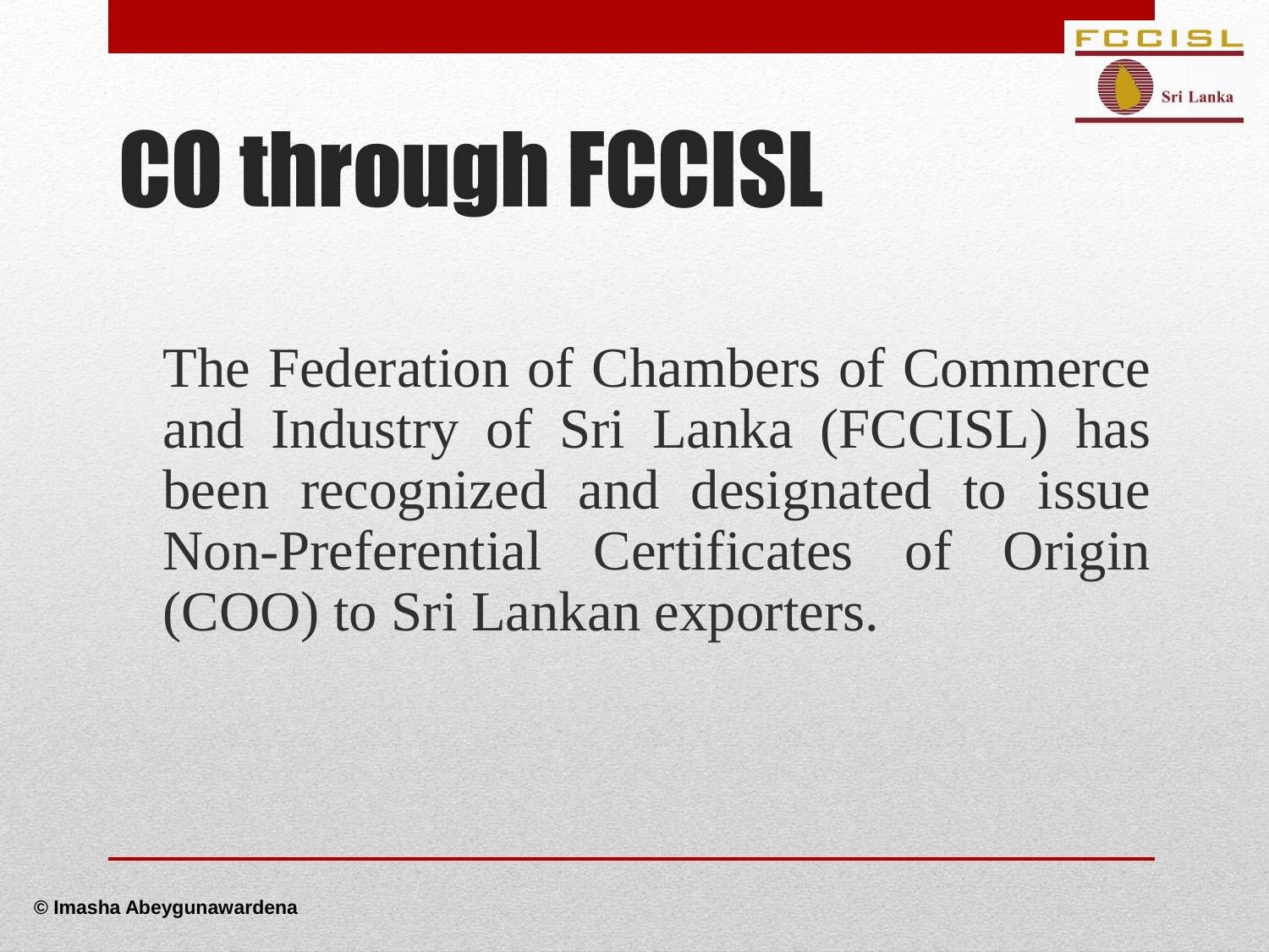# CO through FCCISL

The Federation of Chambers of Commerce and Industry of Sri Lanka (FCCISL) has been recognized and designated to issue Non-Preferential Certificates of Origin (COO) to Sri Lankan exporters.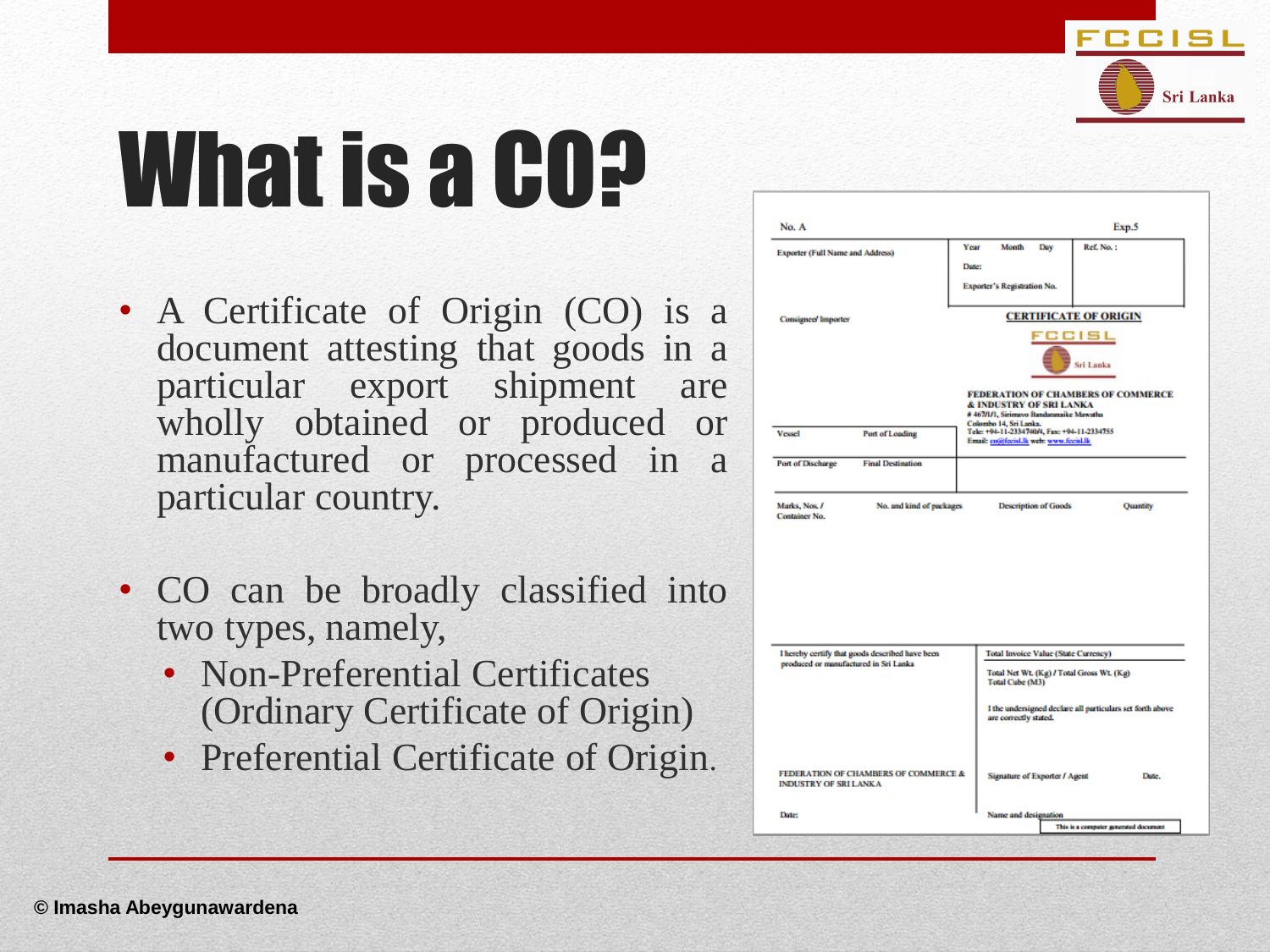# What is a CO?

- A Certificate of Origin (CO) is a document attesting that goods in a particular export shipment are wholly obtained or produced or manufactured or processed in a particular country.

- CO can be broadly classified into two types, namely,
  - Non-Preferential Certificates (Ordinary Certificate of Origin)
  - Preferential Certificate of Origin.

© Imasha Abeygunawardena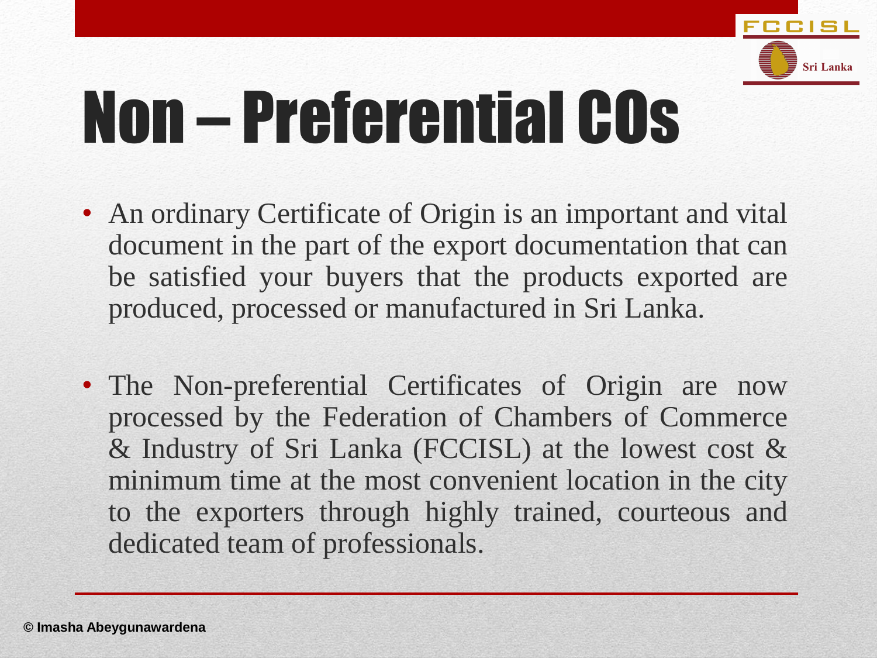# Non – Preferential COs

- An ordinary Certificate of Origin is an important and vital document in the part of the export documentation that can be satisfied your buyers that the products exported are produced, processed or manufactured in Sri Lanka.

- The Non-preferential Certificates of Origin are now processed by the Federation of Chambers of Commerce & Industry of Sri Lanka (FCCISL) at the lowest cost & minimum time at the most convenient location in the city to the exporters through highly trained, courteous and dedicated team of professionals.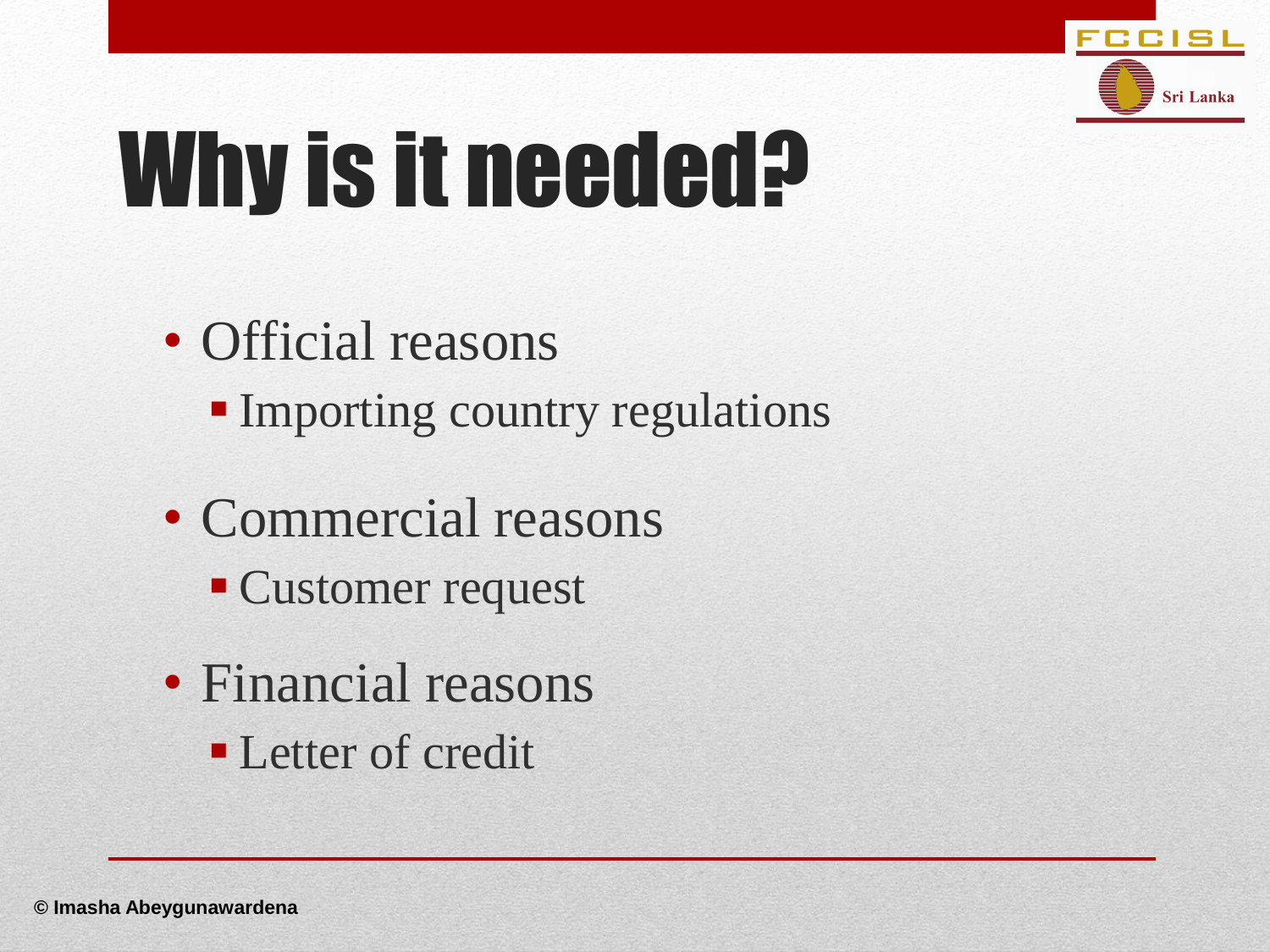# Why is it needed?

- Official reasons
  - Importing country regulations
- Commercial reasons
  - Customer request
- Financial reasons
  - Letter of credit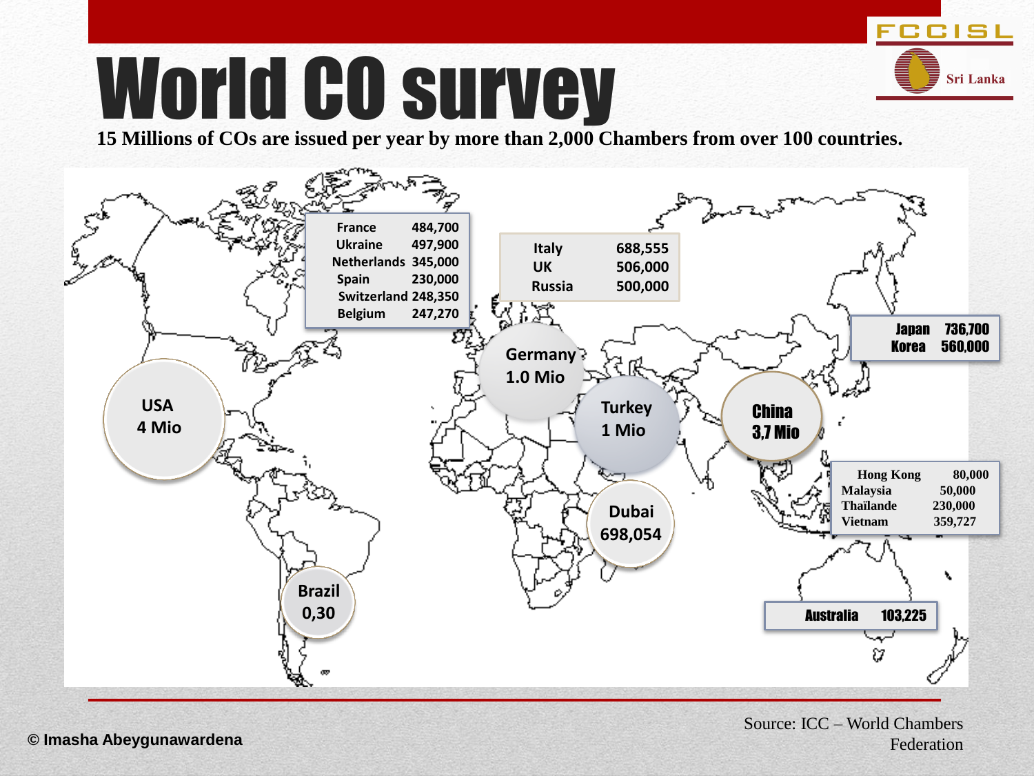# World CO survey

**15 Millions of COs are issued per year by more than 2,000 Chambers from over 100 countries.**

| Country | COs |
| --- | --- |
| France | 484,700 |
| Ukraine | 497,900 |
| Netherlands | 345,000 |
| Spain | 230,000 |
| Switzerland | 248,350 |
| Belgium | 247,270 |

| Country | COs |
| --- | --- |
| Italy | 688,555 |
| UK | 506,000 |
| Russia | 500,000 |

| Country | COs |
| --- | --- |
| Japan | 736,700 |
| Korea | 560,000 |

USA 4 Mio

Germany 1.0 Mio

Turkey 1 Mio

China 3,7 Mio

Dubai 698,054

Brazil 0,30

| Country | COs |
| --- | --- |
| Hong Kong | 80,000 |
| Malaysia | 50,000 |
| Thaïlande | 230,000 |
| Vietnam | 359,727 |

| Country | COs |
| --- | --- |
| Australia | 103,225 |

© Imasha Abeygunawardena

Source: ICC – World Chambers Federation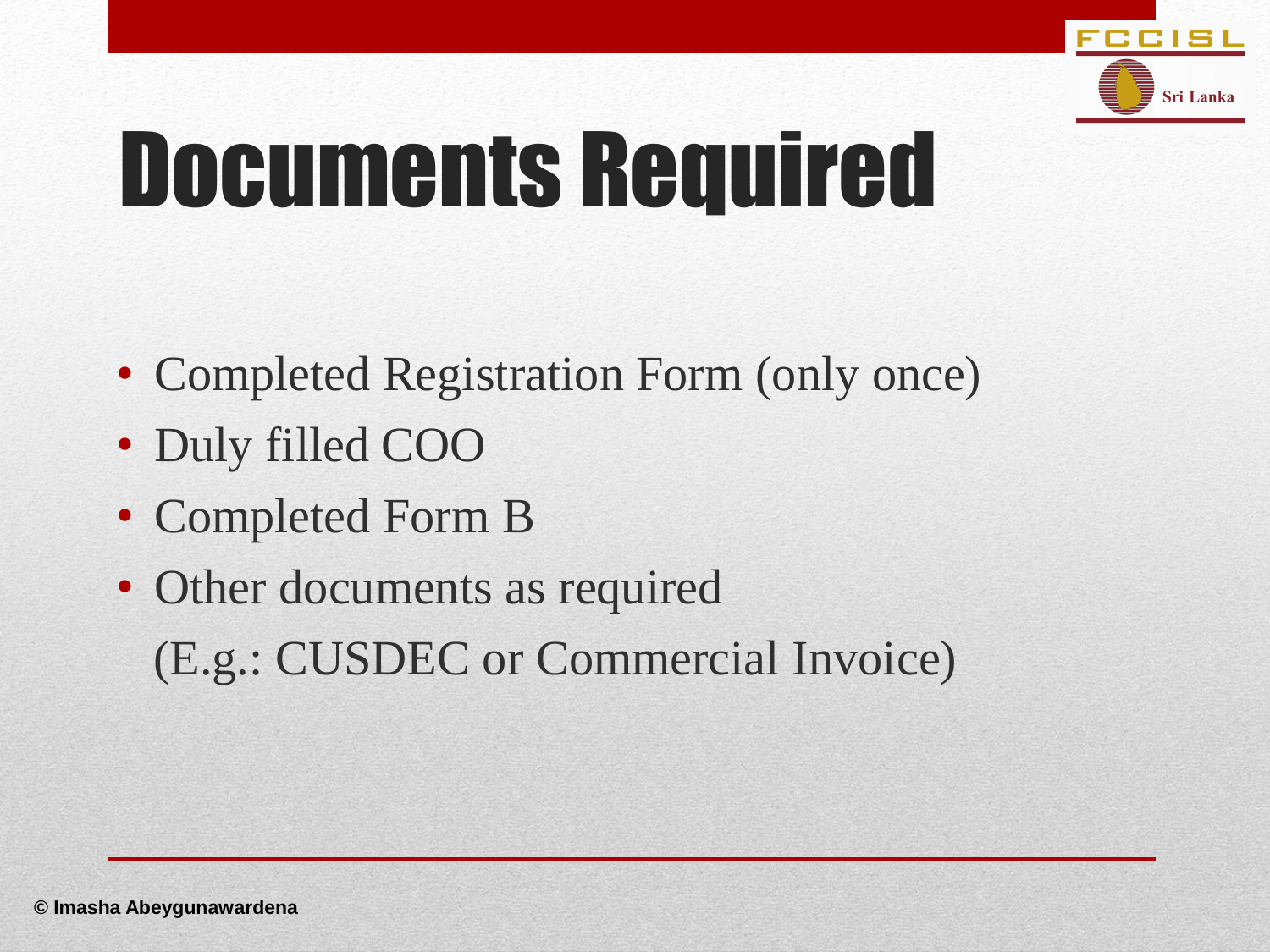# Documents Required

- Completed Registration Form (only once)
- Duly filled COO
- Completed Form B
- Other documents as required
  (E.g.: CUSDEC or Commercial Invoice)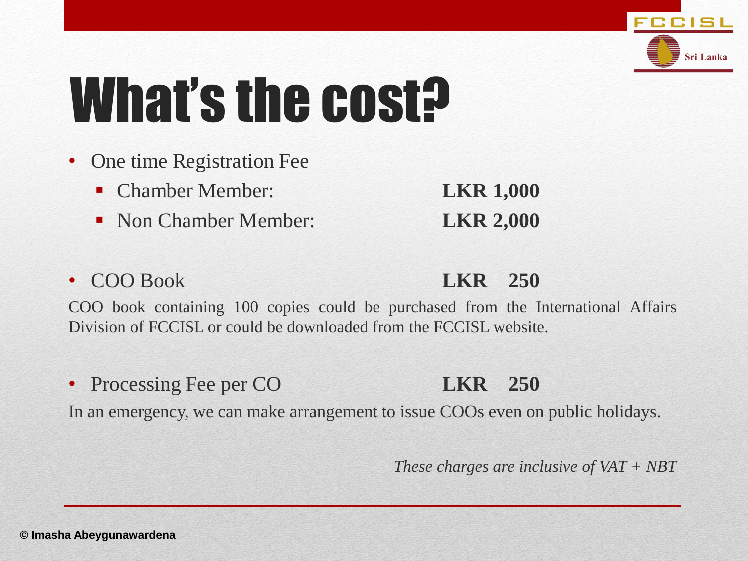# What's the cost?

- One time Registration Fee
  - Chamber Member: **LKR 1,000**
  - Non Chamber Member: **LKR 2,000**

- COO Book **LKR 250**

COO book containing 100 copies could be purchased from the International Affairs Division of FCCISL or could be downloaded from the FCCISL website.

- Processing Fee per CO **LKR 250**

In an emergency, we can make arrangement to issue COOs even on public holidays.

*These charges are inclusive of VAT + NBT*

© Imasha Abeygunawardena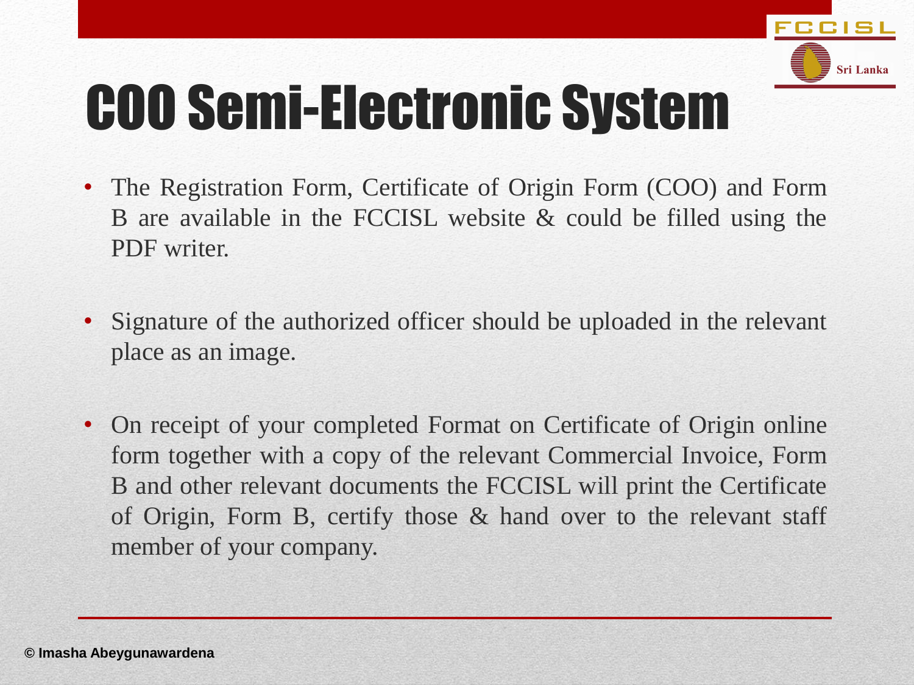# COO Semi-Electronic System

- The Registration Form, Certificate of Origin Form (COO) and Form B are available in the FCCISL website & could be filled using the PDF writer.
- Signature of the authorized officer should be uploaded in the relevant place as an image.
- On receipt of your completed Format on Certificate of Origin online form together with a copy of the relevant Commercial Invoice, Form B and other relevant documents the FCCISL will print the Certificate of Origin, Form B, certify those & hand over to the relevant staff member of your company.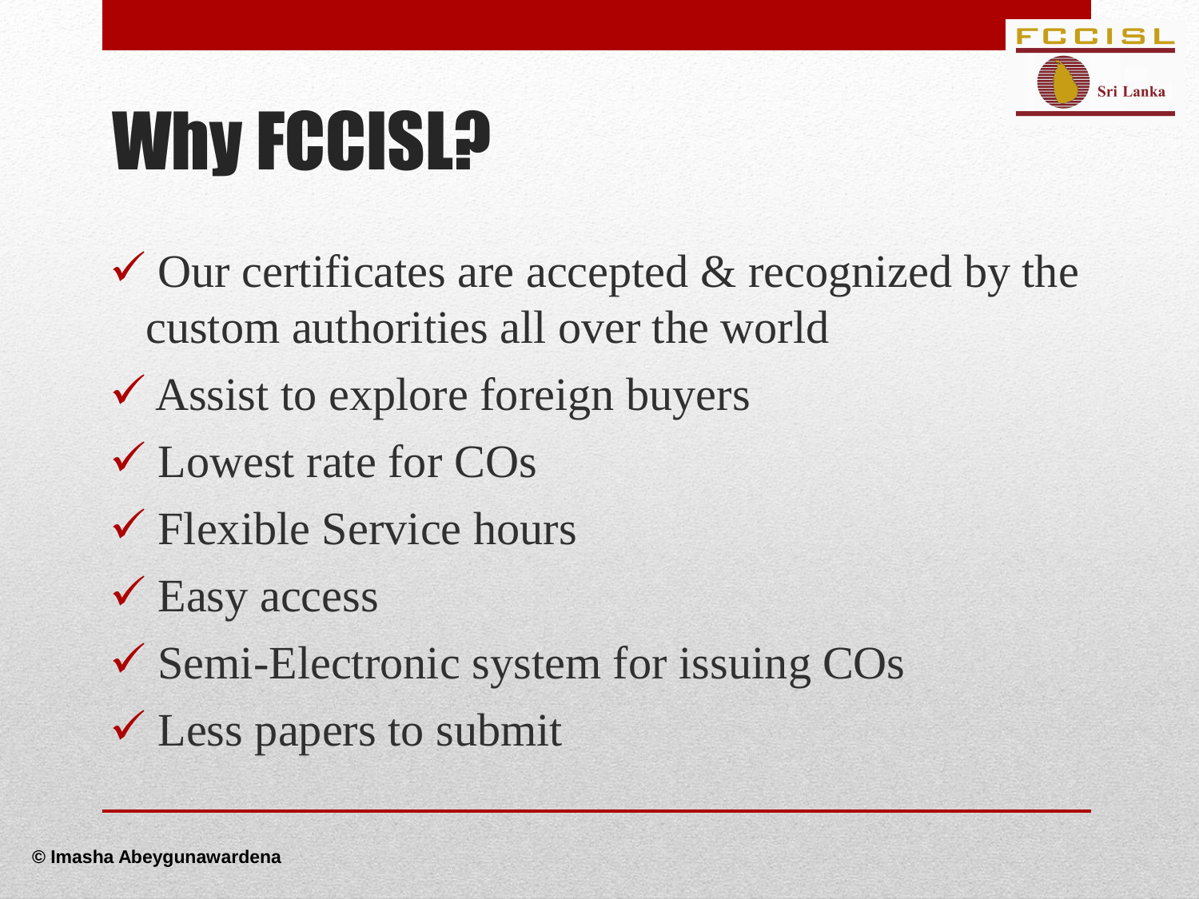# Why FCCISL?

- ✓ Our certificates are accepted & recognized by the custom authorities all over the world
- ✓ Assist to explore foreign buyers
- ✓ Lowest rate for COs
- ✓ Flexible Service hours
- ✓ Easy access
- ✓ Semi-Electronic system for issuing COs
- ✓ Less papers to submit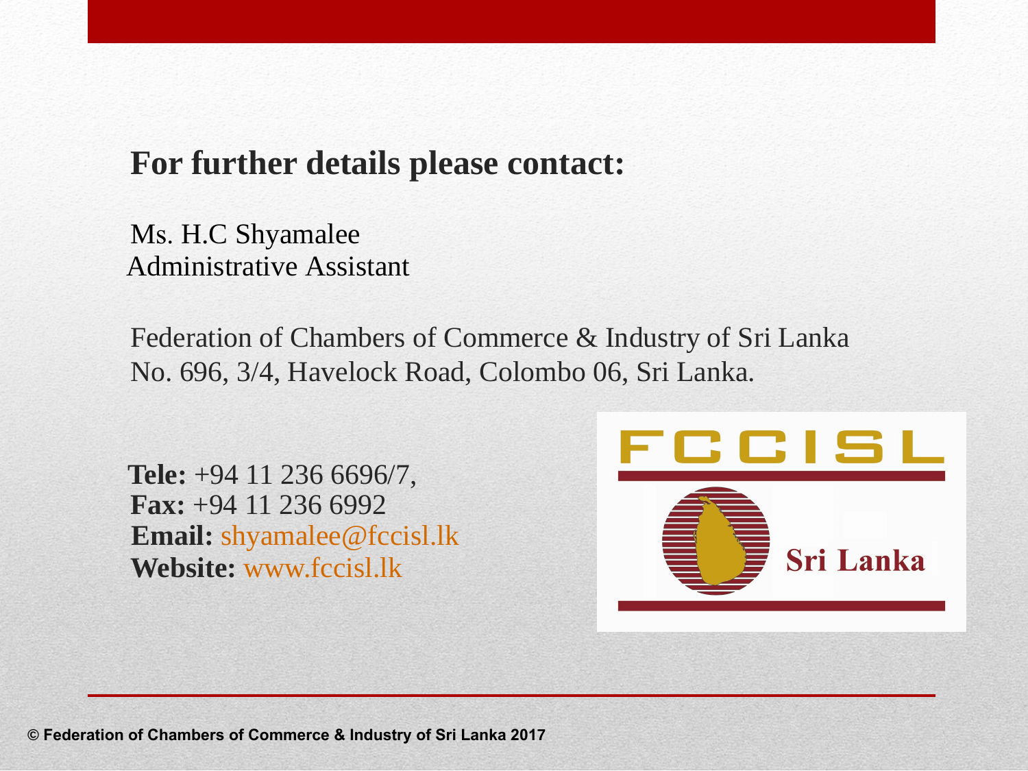## For further details please contact:

Ms. H.C Shyamalee
Administrative Assistant

Federation of Chambers of Commerce & Industry of Sri Lanka
No. 696, 3/4, Havelock Road, Colombo 06, Sri Lanka.

**Tele:** +94 11 236 6696/7,
**Fax:** +94 11 236 6992
**Email:** shyamalee@fccisl.lk
**Website:** www.fccisl.lk

FCCISL

Sri Lanka

© Federation of Chambers of Commerce & Industry of Sri Lanka 2017